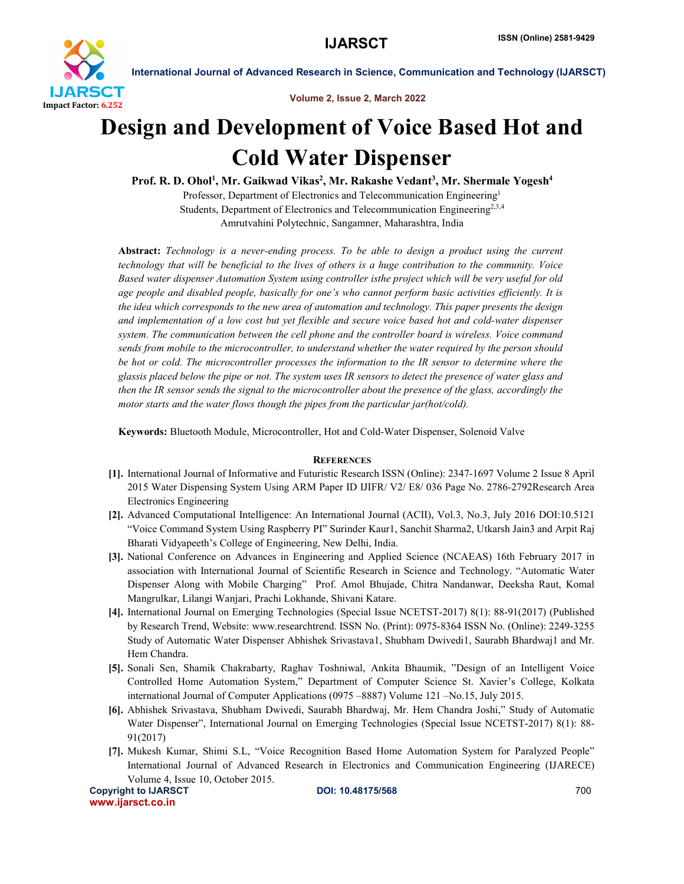# Design and Development of Voice Based Hot and Cold Water Dispenser

**Prof. R. D. Ohol[1], Mr. Gaikwad Vikas[2], Mr. Rakashe Vedant[3], Mr. Shermale Yogesh[4]**

Professor, Department of Electronics and Telecommunication Engineering[1]
Students, Department of Electronics and Telecommunication Engineering[2,3,4]
Amrutvahini Polytechnic, Sangamner, Maharashtra, India

**Abstract:** *Technology is a never-ending process. To be able to design a product using the current technology that will be beneficial to the lives of others is a huge contribution to the community. Voice Based water dispenser Automation System using controller isthe project which will be very useful for old age people and disabled people, basically for one's who cannot perform basic activities efficiently. It is the idea which corresponds to the new area of automation and technology. This paper presents the design and implementation of a low cost but yet flexible and secure voice based hot and cold-water dispenser system. The communication between the cell phone and the controller board is wireless. Voice command sends from mobile to the microcontroller, to understand whether the water required by the person should be hot or cold. The microcontroller processes the information to the IR sensor to determine where the glassis placed below the pipe or not. The system uses IR sensors to detect the presence of water glass and then the IR sensor sends the signal to the microcontroller about the presence of the glass, accordingly the motor starts and the water flows though the pipes from the particular jar(hot/cold).*

**Keywords:** Bluetooth Module, Microcontroller, Hot and Cold-Water Dispenser, Solenoid Valve

## References

[1]. International Journal of Informative and Futuristic Research ISSN (Online): 2347-1697 Volume 2 Issue 8 April 2015 Water Dispensing System Using ARM Paper ID IJIFR/ V2/ E8/ 036 Page No. 2786-2792Research Area Electronics Engineering

[2]. Advanced Computational Intelligence: An International Journal (ACII), Vol.3, No.3, July 2016 DOI:10.5121 "Voice Command System Using Raspberry PI" Surinder Kaur1, Sanchit Sharma2, Utkarsh Jain3 and Arpit Raj Bharati Vidyapeeth's College of Engineering, New Delhi, India.

[3]. National Conference on Advances in Engineering and Applied Science (NCAEAS) 16th February 2017 in association with International Journal of Scientific Research in Science and Technology. "Automatic Water Dispenser Along with Mobile Charging" Prof. Amol Bhujade, Chitra Nandanwar, Deeksha Raut, Komal Mangrulkar, Lilangi Wanjari, Prachi Lokhande, Shivani Katare.

[4]. International Journal on Emerging Technologies (Special Issue NCETST-2017) 8(1): 88-91(2017) (Published by Research Trend, Website: www.researchtrend. ISSN No. (Print): 0975-8364 ISSN No. (Online): 2249-3255 Study of Automatic Water Dispenser Abhishek Srivastava1, Shubham Dwivedi1, Saurabh Bhardwaj1 and Mr. Hem Chandra.

[5]. Sonali Sen, Shamik Chakrabarty, Raghav Toshniwal, Ankita Bhaumik, "Design of an Intelligent Voice Controlled Home Automation System," Department of Computer Science St. Xavier's College, Kolkata international Journal of Computer Applications (0975 –8887) Volume 121 –No.15, July 2015.

[6]. Abhishek Srivastava, Shubham Dwivedi, Saurabh Bhardwaj, Mr. Hem Chandra Joshi," Study of Automatic Water Dispenser", International Journal on Emerging Technologies (Special Issue NCETST-2017) 8(1): 88-91(2017)

[7]. Mukesh Kumar, Shimi S.L, "Voice Recognition Based Home Automation System for Paralyzed People" International Journal of Advanced Research in Electronics and Communication Engineering (IJARECE) Volume 4, Issue 10, October 2015.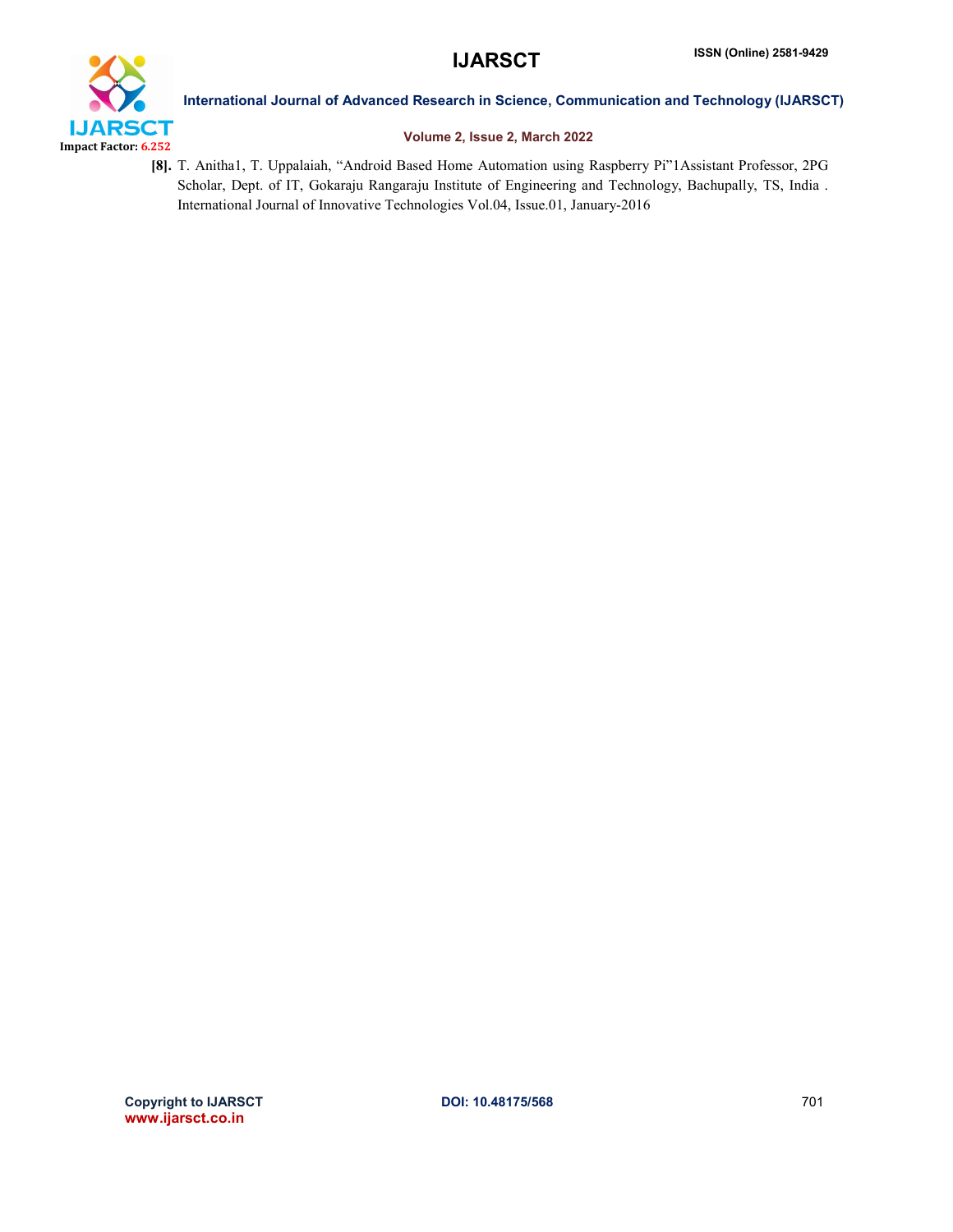[8]. T. Anitha1, T. Uppalaiah, "Android Based Home Automation using Raspberry Pi"1Assistant Professor, 2PG Scholar, Dept. of IT, Gokaraju Rangaraju Institute of Engineering and Technology, Bachupally, TS, India . International Journal of Innovative Technologies Vol.04, Issue.01, January-2016